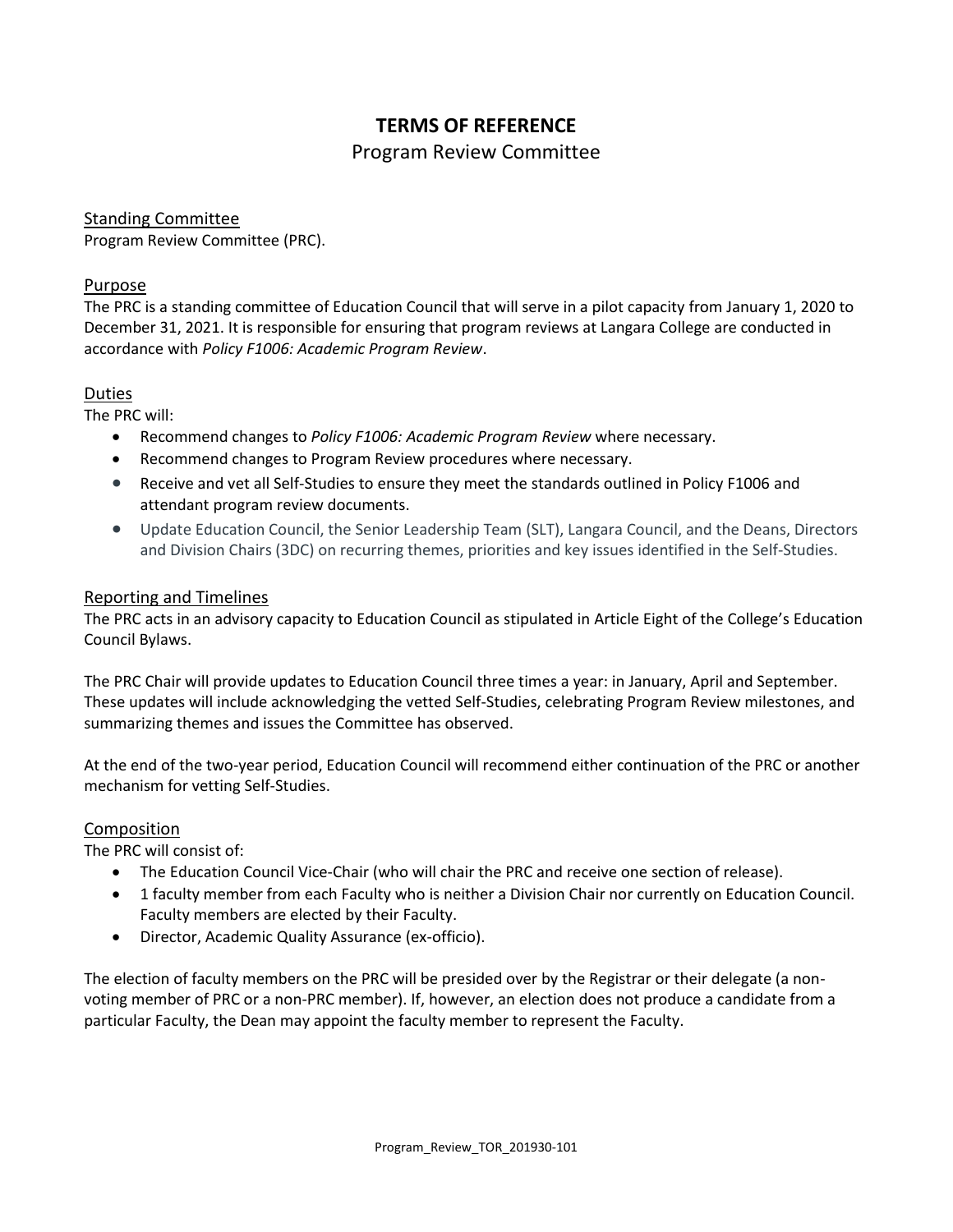# TERMS OF REFERENCE

Program Review Committee

## Standing Committee

Program Review Committee (PRC).

## Purpose

The PRC is a standing committee of Education Council that will serve in a pilot capacity from January 1, 2020 to December 31, 2021. It is responsible for ensuring that program reviews at Langara College are conducted in accordance with *Policy F1006: Academic Program Review*.

## Duties

The PRC will:

- Recommend changes to *Policy F1006: Academic Program Review* where necessary.
- Recommend changes to Program Review procedures where necessary.
- Receive and vet all Self-Studies to ensure they meet the standards outlined in Policy F1006 and attendant program review documents.
- Update Education Council, the Senior Leadership Team (SLT), Langara Council, and the Deans, Directors and Division Chairs (3DC) on recurring themes, priorities and key issues identified in the Self-Studies.

## Reporting and Timelines

The PRC acts in an advisory capacity to Education Council as stipulated in Article Eight of the College's Education Council Bylaws.

The PRC Chair will provide updates to Education Council three times a year: in January, April and September. These updates will include acknowledging the vetted Self-Studies, celebrating Program Review milestones, and summarizing themes and issues the Committee has observed.

At the end of the two-year period, Education Council will recommend either continuation of the PRC or another mechanism for vetting Self-Studies.

## Composition

The PRC will consist of:

- The Education Council Vice-Chair (who will chair the PRC and receive one section of release).
- 1 faculty member from each Faculty who is neither a Division Chair nor currently on Education Council. Faculty members are elected by their Faculty.
- Director, Academic Quality Assurance (ex-officio).

The election of faculty members on the PRC will be presided over by the Registrar or their delegate (a non-voting member of PRC or a non-PRC member). If, however, an election does not produce a candidate from a particular Faculty, the Dean may appoint the faculty member to represent the Faculty.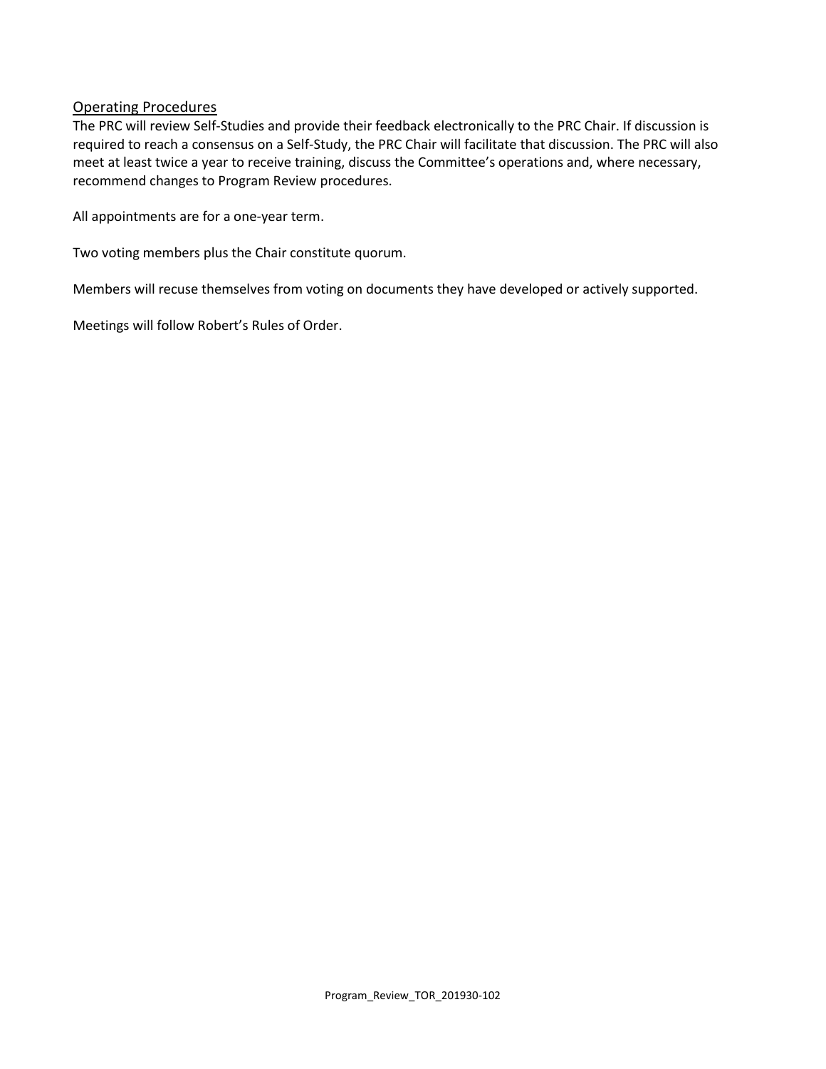## Operating Procedures

The PRC will review Self-Studies and provide their feedback electronically to the PRC Chair. If discussion is required to reach a consensus on a Self-Study, the PRC Chair will facilitate that discussion. The PRC will also meet at least twice a year to receive training, discuss the Committee's operations and, where necessary, recommend changes to Program Review procedures.

All appointments are for a one-year term.

Two voting members plus the Chair constitute quorum.

Members will recuse themselves from voting on documents they have developed or actively supported.

Meetings will follow Robert's Rules of Order.